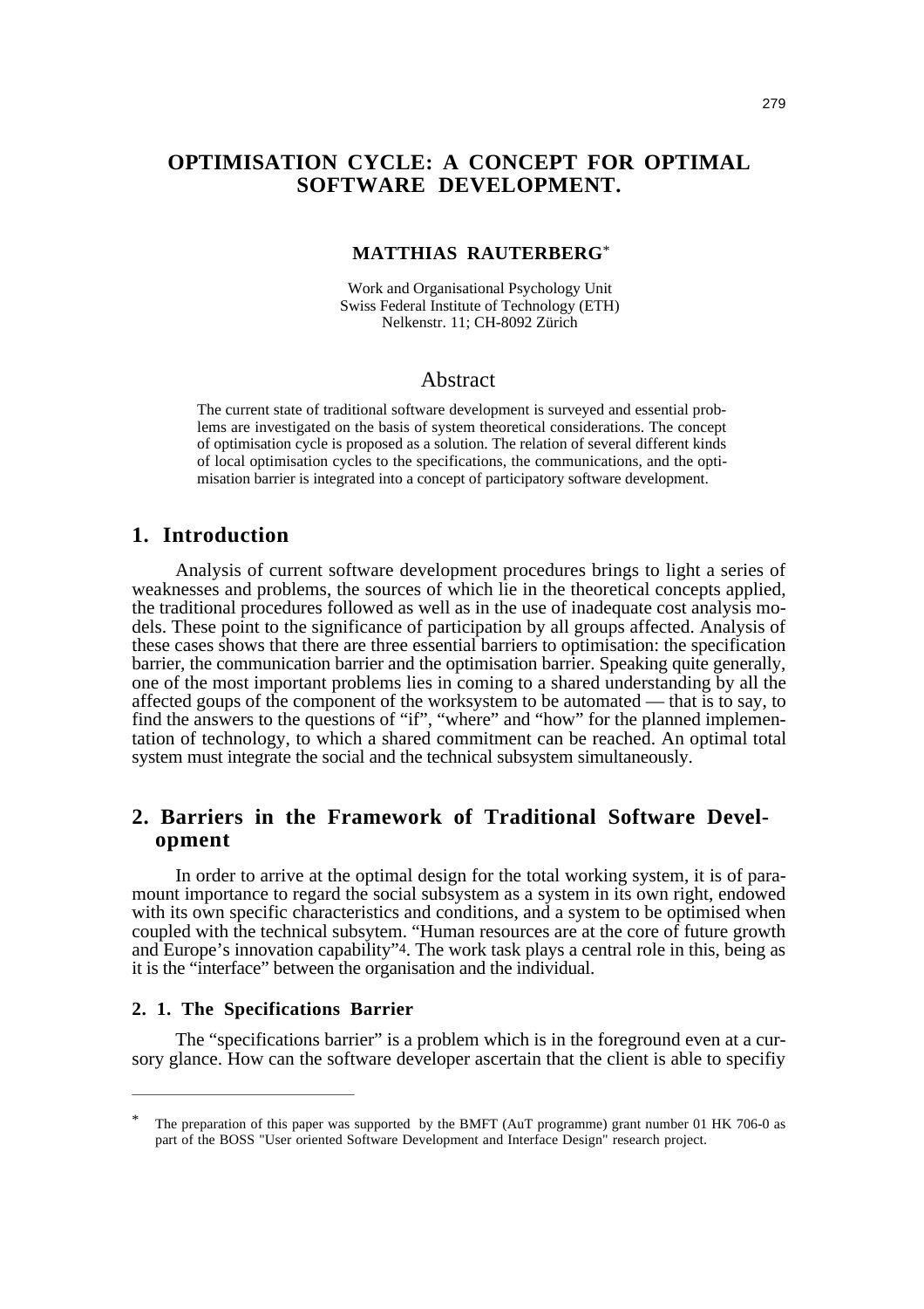# OPTIMISATION CYCLE: A CONCEPT FOR OPTIMAL SOFTWARE DEVELOPMENT.

**MATTHIAS RAUTERBERG***

Work and Organisational Psychology Unit
Swiss Federal Institute of Technology (ETH)
Nelkenstr. 11; CH-8092 Zürich

## Abstract

The current state of traditional software development is surveyed and essential problems are investigated on the basis of system theoretical considerations. The concept of optimisation cycle is proposed as a solution. The relation of several different kinds of local optimisation cycles to the specifications, the communications, and the optimisation barrier is integrated into a concept of participatory software development.

## 1. Introduction

Analysis of current software development procedures brings to light a series of weaknesses and problems, the sources of which lie in the theoretical concepts applied, the traditional procedures followed as well as in the use of inadequate cost analysis models. These point to the significance of participation by all groups affected. Analysis of these cases shows that there are three essential barriers to optimisation: the specification barrier, the communication barrier and the optimisation barrier. Speaking quite generally, one of the most important problems lies in coming to a shared understanding by all the affected goups of the component of the worksystem to be automated — that is to say, to find the answers to the questions of "if", "where" and "how" for the planned implementation of technology, to which a shared commitment can be reached. An optimal total system must integrate the social and the technical subsystem simultaneously.

## 2. Barriers in the Framework of Traditional Software Development

In order to arrive at the optimal design for the total working system, it is of paramount importance to regard the social subsystem as a system in its own right, endowed with its own specific characteristics and conditions, and a system to be optimised when coupled with the technical subsytem. "Human resources are at the core of future growth and Europe's innovation capability"[4]. The work task plays a central role in this, being as it is the "interface" between the organisation and the individual.

### 2. 1. The Specifications Barrier

The "specifications barrier" is a problem which is in the foreground even at a cursory glance. How can the software developer ascertain that the client is able to specifiy

---

* The preparation of this paper was supported by the BMFT (AuT programme) grant number 01 HK 706-0 as part of the BOSS "User oriented Software Development and Interface Design" research project.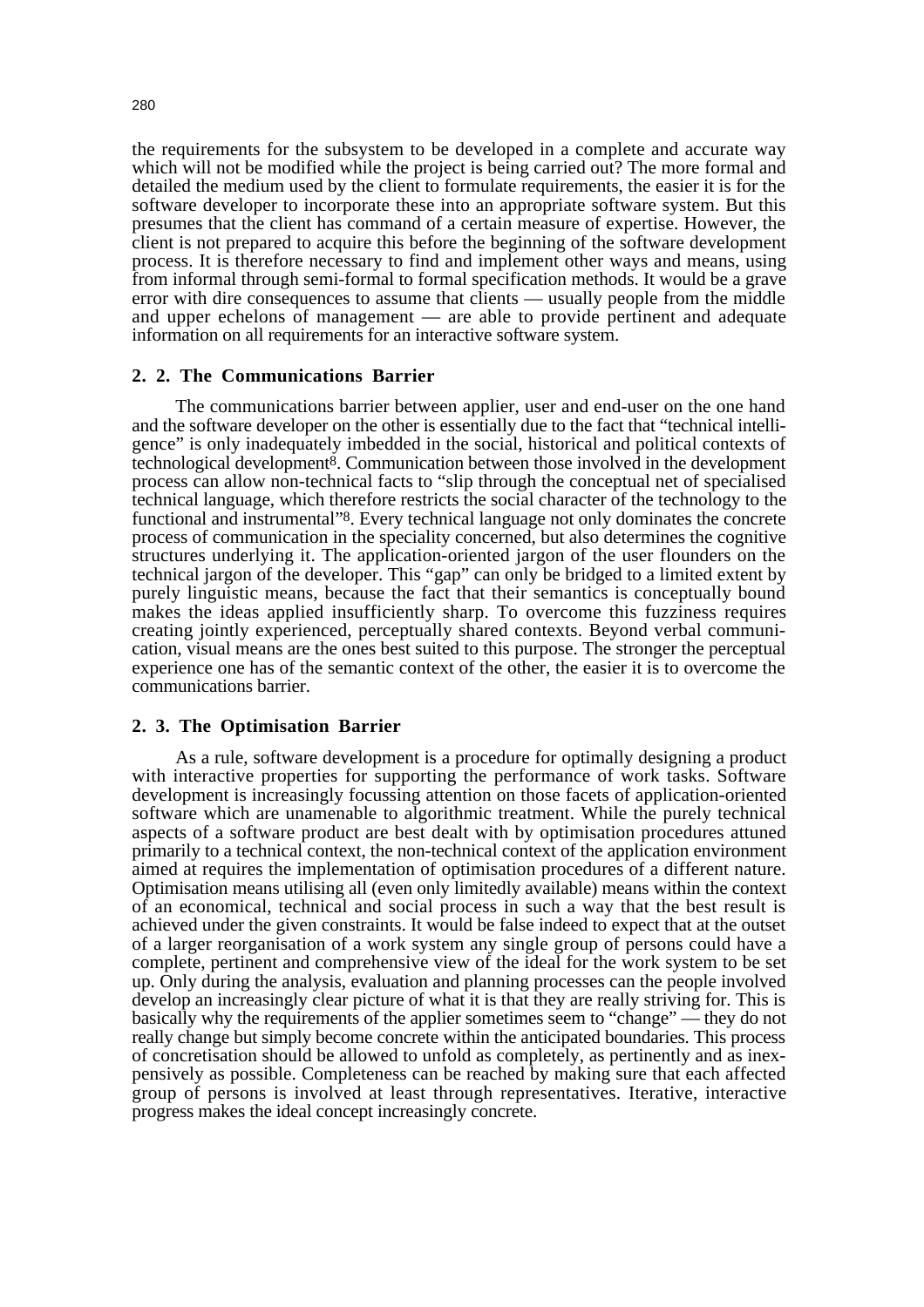the requirements for the subsystem to be developed in a complete and accurate way which will not be modified while the project is being carried out? The more formal and detailed the medium used by the client to formulate requirements, the easier it is for the software developer to incorporate these into an appropriate software system. But this presumes that the client has command of a certain measure of expertise. However, the client is not prepared to acquire this before the beginning of the software development process. It is therefore necessary to find and implement other ways and means, using from informal through semi-formal to formal specification methods. It would be a grave error with dire consequences to assume that clients — usually people from the middle and upper echelons of management — are able to provide pertinent and adequate information on all requirements for an interactive software system.

### 2. 2. The Communications Barrier

The communications barrier between applier, user and end-user on the one hand and the software developer on the other is essentially due to the fact that "technical intelligence" is only inadequately imbedded in the social, historical and political contexts of technological development[8]. Communication between those involved in the development process can allow non-technical facts to "slip through the conceptual net of specialised technical language, which therefore restricts the social character of the technology to the functional and instrumental"[8]. Every technical language not only dominates the concrete process of communication in the speciality concerned, but also determines the cognitive structures underlying it. The application-oriented jargon of the user flounders on the technical jargon of the developer. This "gap" can only be bridged to a limited extent by purely linguistic means, because the fact that their semantics is conceptually bound makes the ideas applied insufficiently sharp. To overcome this fuzziness requires creating jointly experienced, perceptually shared contexts. Beyond verbal communication, visual means are the ones best suited to this purpose. The stronger the perceptual experience one has of the semantic context of the other, the easier it is to overcome the communications barrier.

### 2. 3. The Optimisation Barrier

As a rule, software development is a procedure for optimally designing a product with interactive properties for supporting the performance of work tasks. Software development is increasingly focussing attention on those facets of application-oriented software which are unamenable to algorithmic treatment. While the purely technical aspects of a software product are best dealt with by optimisation procedures attuned primarily to a technical context, the non-technical context of the application environment aimed at requires the implementation of optimisation procedures of a different nature. Optimisation means utilising all (even only limitedly available) means within the context of an economical, technical and social process in such a way that the best result is achieved under the given constraints. It would be false indeed to expect that at the outset of a larger reorganisation of a work system any single group of persons could have a complete, pertinent and comprehensive view of the ideal for the work system to be set up. Only during the analysis, evaluation and planning processes can the people involved develop an increasingly clear picture of what it is that they are really striving for. This is basically why the requirements of the applier sometimes seem to "change" — they do not really change but simply become concrete within the anticipated boundaries. This process of concretisation should be allowed to unfold as completely, as pertinently and as inexpensively as possible. Completeness can be reached by making sure that each affected group of persons is involved at least through representatives. Iterative, interactive progress makes the ideal concept increasingly concrete.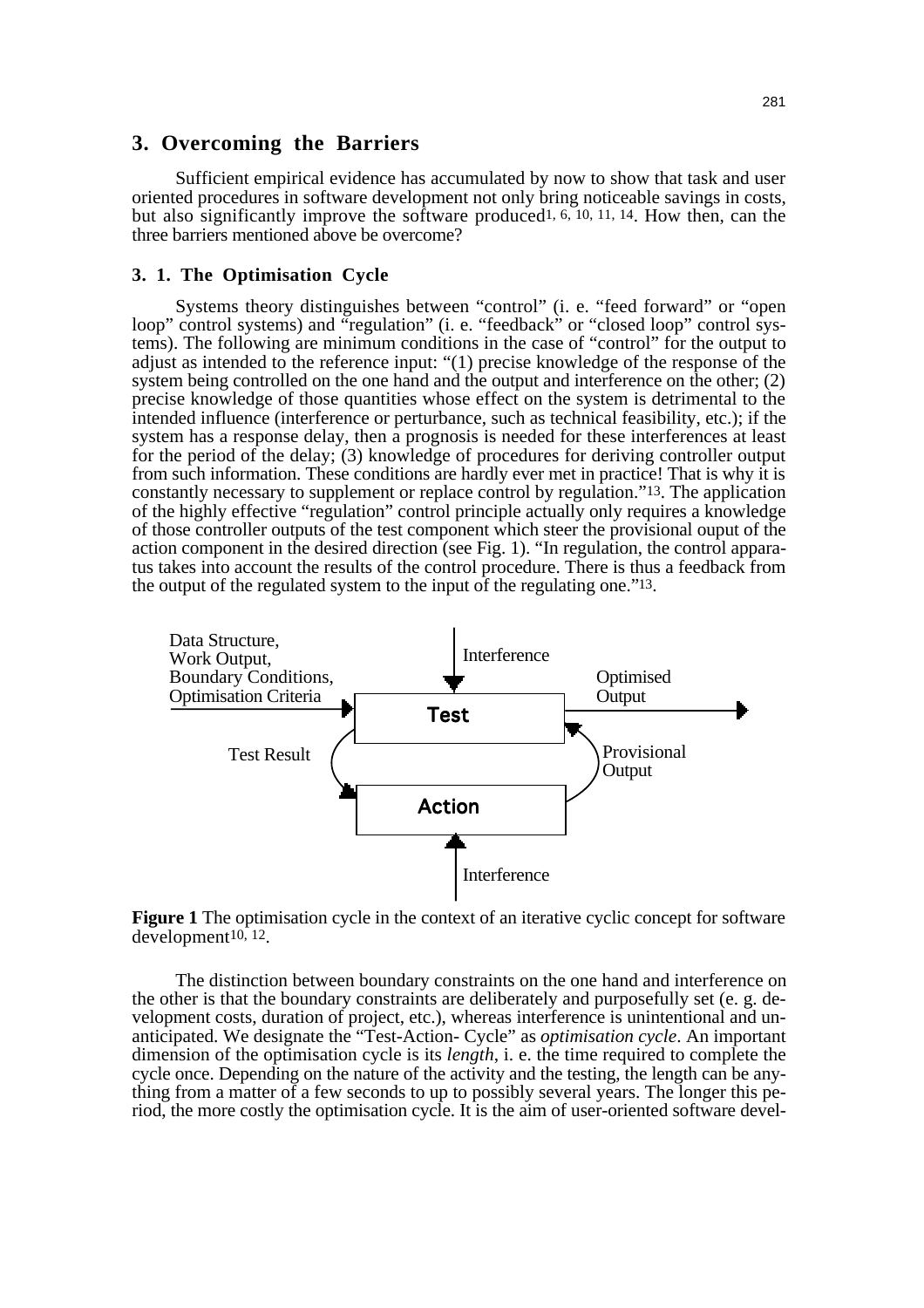## 3. Overcoming the Barriers

Sufficient empirical evidence has accumulated by now to show that task and user oriented procedures in software development not only bring noticeable savings in costs, but also significantly improve the software produced[1, 6, 10, 11, 14]. How then, can the three barriers mentioned above be overcome?

### 3. 1. The Optimisation Cycle

Systems theory distinguishes between "control" (i. e. "feed forward" or "open loop" control systems) and "regulation" (i. e. "feedback" or "closed loop" control systems). The following are minimum conditions in the case of "control" for the output to adjust as intended to the reference input: "(1) precise knowledge of the response of the system being controlled on the one hand and the output and interference on the other; (2) precise knowledge of those quantities whose effect on the system is detrimental to the intended influence (interference or perturbance, such as technical feasibility, etc.); if the system has a response delay, then a prognosis is needed for these interferences at least for the period of the delay; (3) knowledge of procedures for deriving controller output from such information. These conditions are hardly ever met in practice! That is why it is constantly necessary to supplement or replace control by regulation."[13]. The application of the highly effective "regulation" control principle actually only requires a knowledge of those controller outputs of the test component which steer the provisional ouput of the action component in the desired direction (see Fig. 1). "In regulation, the control apparatus takes into account the results of the control procedure. There is thus a feedback from the output of the regulated system to the input of the regulating one."[13].

**Figure 1** The optimisation cycle in the context of an iterative cyclic concept for software development[10, 12].

The distinction between boundary constraints on the one hand and interference on the other is that the boundary constraints are deliberately and purposefully set (e. g. development costs, duration of project, etc.), whereas interference is unintentional and unanticipated. We designate the "Test-Action- Cycle" as *optimisation cycle*. An important dimension of the optimisation cycle is its *length*, i. e. the time required to complete the cycle once. Depending on the nature of the activity and the testing, the length can be anything from a matter of a few seconds to up to possibly several years. The longer this period, the more costly the optimisation cycle. It is the aim of user-oriented software devel-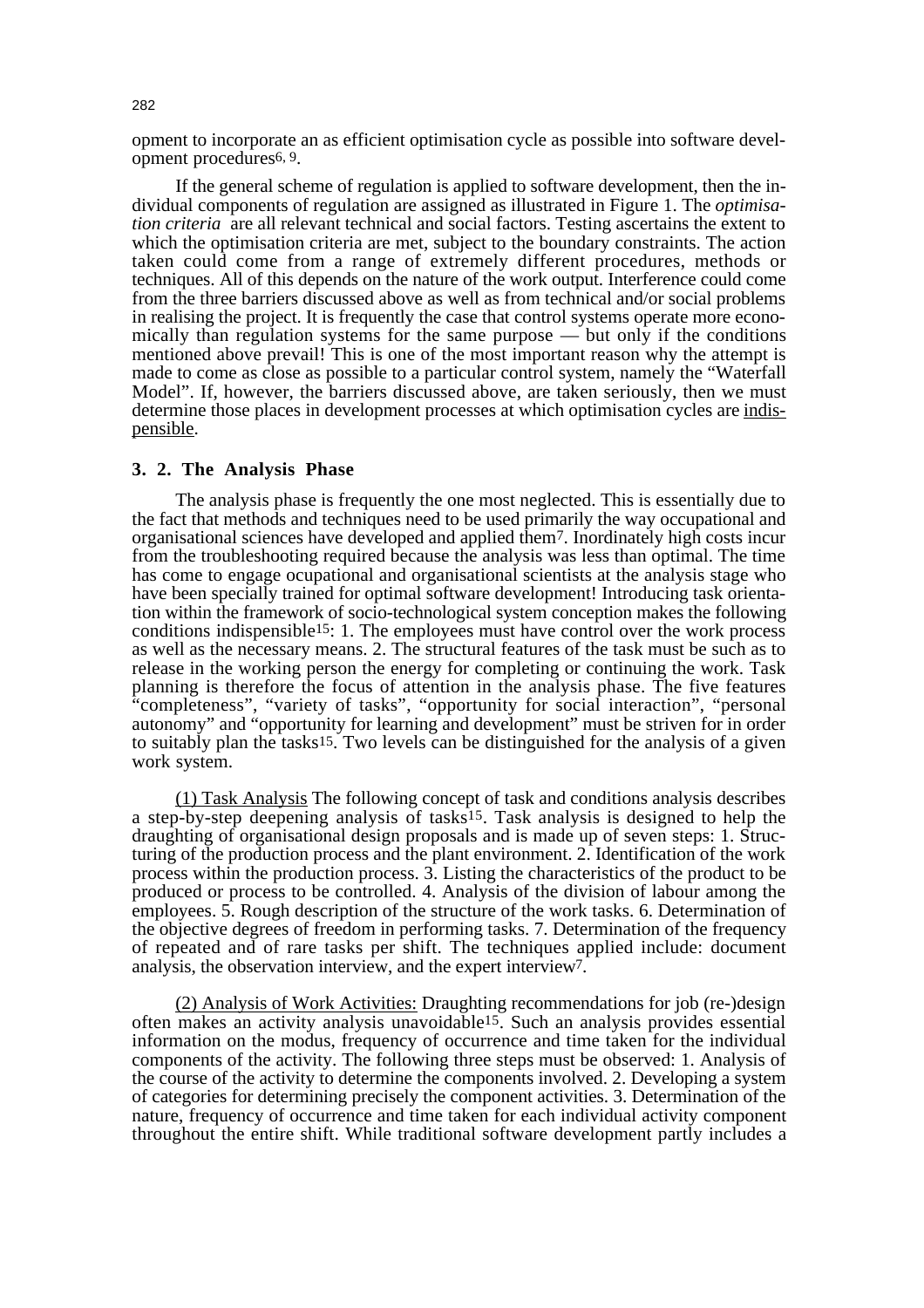opment to incorporate an as efficient optimisation cycle as possible into software development procedures[6, 9].

If the general scheme of regulation is applied to software development, then the individual components of regulation are assigned as illustrated in Figure 1. The *optimisation criteria* are all relevant technical and social factors. Testing ascertains the extent to which the optimisation criteria are met, subject to the boundary constraints. The action taken could come from a range of extremely different procedures, methods or techniques. All of this depends on the nature of the work output. Interference could come from the three barriers discussed above as well as from technical and/or social problems in realising the project. It is frequently the case that control systems operate more economically than regulation systems for the same purpose — but only if the conditions mentioned above prevail! This is one of the most important reason why the attempt is made to come as close as possible to a particular control system, namely the "Waterfall Model". If, however, the barriers discussed above, are taken seriously, then we must determine those places in development processes at which optimisation cycles are indispensable.

### 3. 2. The Analysis Phase

The analysis phase is frequently the one most neglected. This is essentially due to the fact that methods and techniques need to be used primarily the way occupational and organisational sciences have developed and applied them[7]. Inordinately high costs incur from the troubleshooting required because the analysis was less than optimal. The time has come to engage ocupational and organisational scientists at the analysis stage who have been specially trained for optimal software development! Introducing task orientation within the framework of socio-technological system conception makes the following conditions indispensible[15]: 1. The employees must have control over the work process as well as the necessary means. 2. The structural features of the task must be such as to release in the working person the energy for completing or continuing the work. Task planning is therefore the focus of attention in the analysis phase. The five features "completeness", "variety of tasks", "opportunity for social interaction", "personal autonomy" and "opportunity for learning and development" must be striven for in order to suitably plan the tasks[15]. Two levels can be distinguished for the analysis of a given work system.

(1) Task Analysis The following concept of task and conditions analysis describes a step-by-step deepening analysis of tasks[15]. Task analysis is designed to help the draughting of organisational design proposals and is made up of seven steps: 1. Structuring of the production process and the plant environment. 2. Identification of the work process within the production process. 3. Listing the characteristics of the product to be produced or process to be controlled. 4. Analysis of the division of labour among the employees. 5. Rough description of the structure of the work tasks. 6. Determination of the objective degrees of freedom in performing tasks. 7. Determination of the frequency of repeated and of rare tasks per shift. The techniques applied include: document analysis, the observation interview, and the expert interview[7].

(2) Analysis of Work Activities: Draughting recommendations for job (re-)design often makes an activity analysis unavoidable[15]. Such an analysis provides essential information on the modus, frequency of occurrence and time taken for the individual components of the activity. The following three steps must be observed: 1. Analysis of the course of the activity to determine the components involved. 2. Developing a system of categories for determining precisely the component activities. 3. Determination of the nature, frequency of occurrence and time taken for each individual activity component throughout the entire shift. While traditional software development partly includes a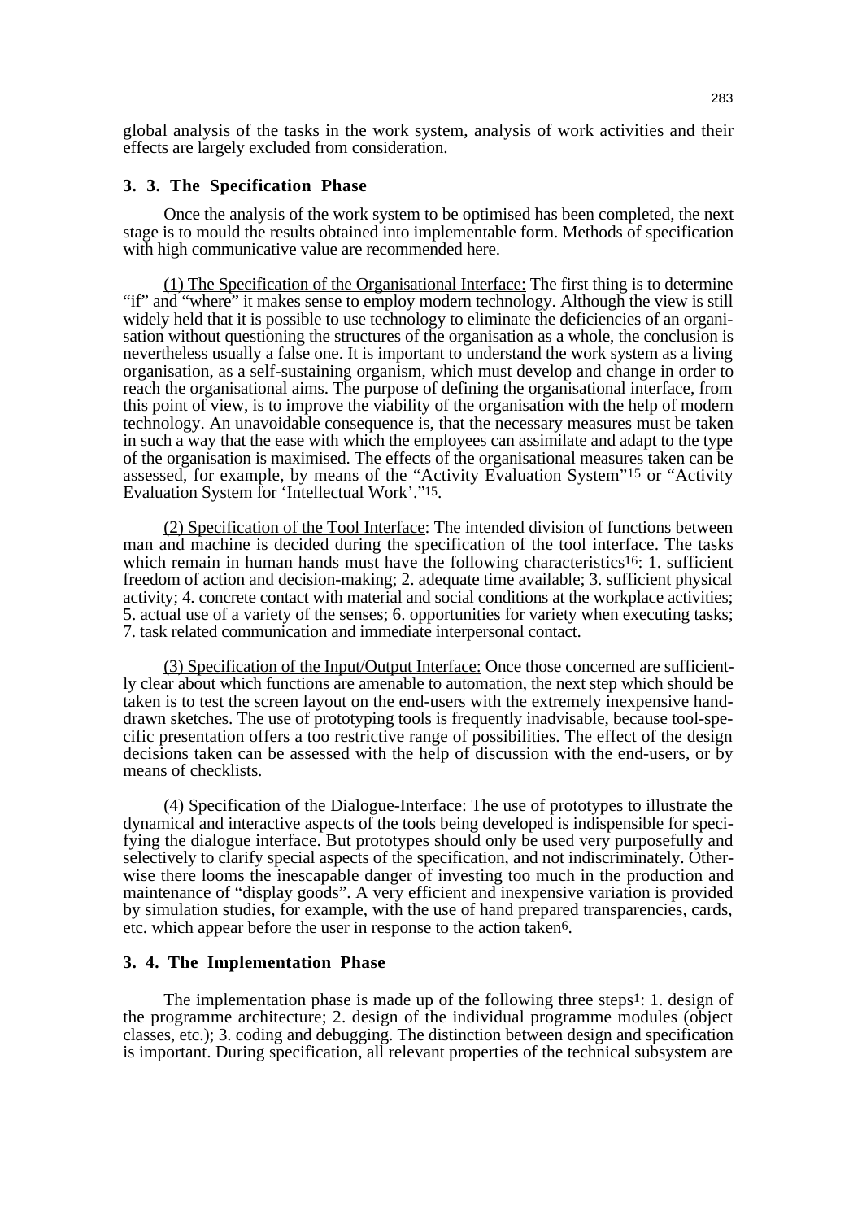global analysis of the tasks in the work system, analysis of work activities and their effects are largely excluded from consideration.

### 3. 3. The Specification Phase

Once the analysis of the work system to be optimised has been completed, the next stage is to mould the results obtained into implementable form. Methods of specification with high communicative value are recommended here.

(1) The Specification of the Organisational Interface: The first thing is to determine "if" and "where" it makes sense to employ modern technology. Although the view is still widely held that it is possible to use technology to eliminate the deficiencies of an organisation without questioning the structures of the organisation as a whole, the conclusion is nevertheless usually a false one. It is important to understand the work system as a living organisation, as a self-sustaining organism, which must develop and change in order to reach the organisational aims. The purpose of defining the organisational interface, from this point of view, is to improve the viability of the organisation with the help of modern technology. An unavoidable consequence is, that the necessary measures must be taken in such a way that the ease with which the employees can assimilate and adapt to the type of the organisation is maximised. The effects of the organisational measures taken can be assessed, for example, by means of the "Activity Evaluation System"[15] or "Activity Evaluation System for 'Intellectual Work'."[15].

(2) Specification of the Tool Interface: The intended division of functions between man and machine is decided during the specification of the tool interface. The tasks which remain in human hands must have the following characteristics[16]: 1. sufficient freedom of action and decision-making; 2. adequate time available; 3. sufficient physical activity; 4. concrete contact with material and social conditions at the workplace activities; 5. actual use of a variety of the senses; 6. opportunities for variety when executing tasks; 7. task related communication and immediate interpersonal contact.

(3) Specification of the Input/Output Interface: Once those concerned are sufficiently clear about which functions are amenable to automation, the next step which should be taken is to test the screen layout on the end-users with the extremely inexpensive hand-drawn sketches. The use of prototyping tools is frequently inadvisable, because tool-specific presentation offers a too restrictive range of possibilities. The effect of the design decisions taken can be assessed with the help of discussion with the end-users, or by means of checklists.

(4) Specification of the Dialogue-Interface: The use of prototypes to illustrate the dynamical and interactive aspects of the tools being developed is indispensible for specifying the dialogue interface. But prototypes should only be used very purposefully and selectively to clarify special aspects of the specification, and not indiscriminately. Otherwise there looms the inescapable danger of investing too much in the production and maintenance of "display goods". A very efficient and inexpensive variation is provided by simulation studies, for example, with the use of hand prepared transparencies, cards, etc. which appear before the user in response to the action taken[6].

### 3. 4. The Implementation Phase

The implementation phase is made up of the following three steps[1]: 1. design of the programme architecture; 2. design of the individual programme modules (object classes, etc.); 3. coding and debugging. The distinction between design and specification is important. During specification, all relevant properties of the technical subsystem are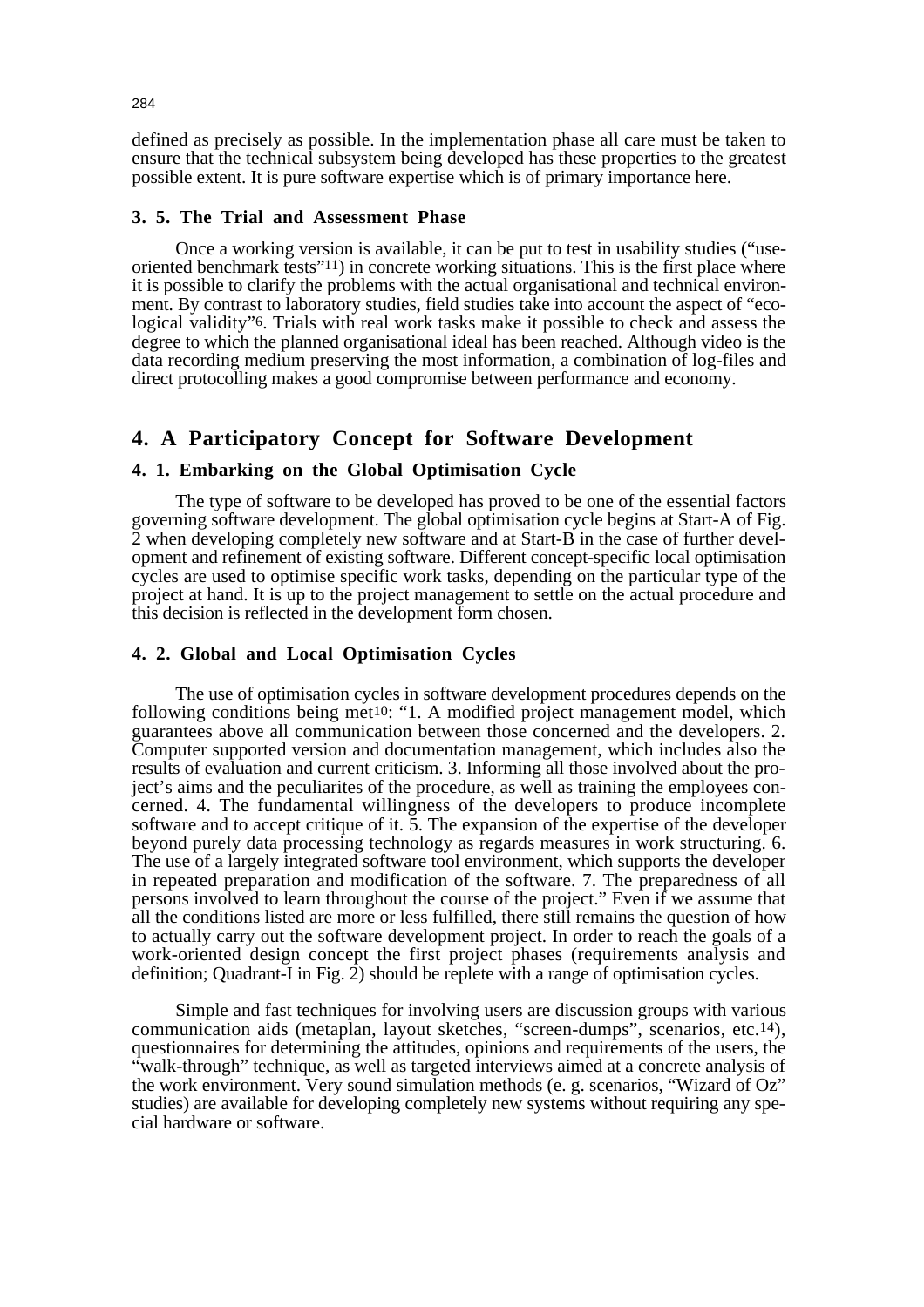defined as precisely as possible. In the implementation phase all care must be taken to ensure that the technical subsystem being developed has these properties to the greatest possible extent. It is pure software expertise which is of primary importance here.

### 3. 5. The Trial and Assessment Phase

Once a working version is available, it can be put to test in usability studies ("use-oriented benchmark tests"[11]) in concrete working situations. This is the first place where it is possible to clarify the problems with the actual organisational and technical environment. By contrast to laboratory studies, field studies take into account the aspect of "ecological validity"[6]. Trials with real work tasks make it possible to check and assess the degree to which the planned organisational ideal has been reached. Although video is the data recording medium preserving the most information, a combination of log-files and direct protocolling makes a good compromise between performance and economy.

## 4. A Participatory Concept for Software Development

### 4. 1. Embarking on the Global Optimisation Cycle

The type of software to be developed has proved to be one of the essential factors governing software development. The global optimisation cycle begins at Start-A of Fig. 2 when developing completely new software and at Start-B in the case of further development and refinement of existing software. Different concept-specific local optimisation cycles are used to optimise specific work tasks, depending on the particular type of the project at hand. It is up to the project management to settle on the actual procedure and this decision is reflected in the development form chosen.

### 4. 2. Global and Local Optimisation Cycles

The use of optimisation cycles in software development procedures depends on the following conditions being met[10]: "1. A modified project management model, which guarantees above all communication between those concerned and the developers. 2. Computer supported version and documentation management, which includes also the results of evaluation and current criticism. 3. Informing all those involved about the project's aims and the peculiarites of the procedure, as well as training the employees concerned. 4. The fundamental willingness of the developers to produce incomplete software and to accept critique of it. 5. The expansion of the expertise of the developer beyond purely data processing technology as regards measures in work structuring. 6. The use of a largely integrated software tool environment, which supports the developer in repeated preparation and modification of the software. 7. The preparedness of all persons involved to learn throughout the course of the project." Even if we assume that all the conditions listed are more or less fulfilled, there still remains the question of how to actually carry out the software development project. In order to reach the goals of a work-oriented design concept the first project phases (requirements analysis and definition; Quadrant-I in Fig. 2) should be replete with a range of optimisation cycles.

Simple and fast techniques for involving users are discussion groups with various communication aids (metaplan, layout sketches, "screen-dumps", scenarios, etc.[14]), questionnaires for determining the attitudes, opinions and requirements of the users, the "walk-through" technique, as well as targeted interviews aimed at a concrete analysis of the work environment. Very sound simulation methods (e. g. scenarios, "Wizard of Oz" studies) are available for developing completely new systems without requiring any special hardware or software.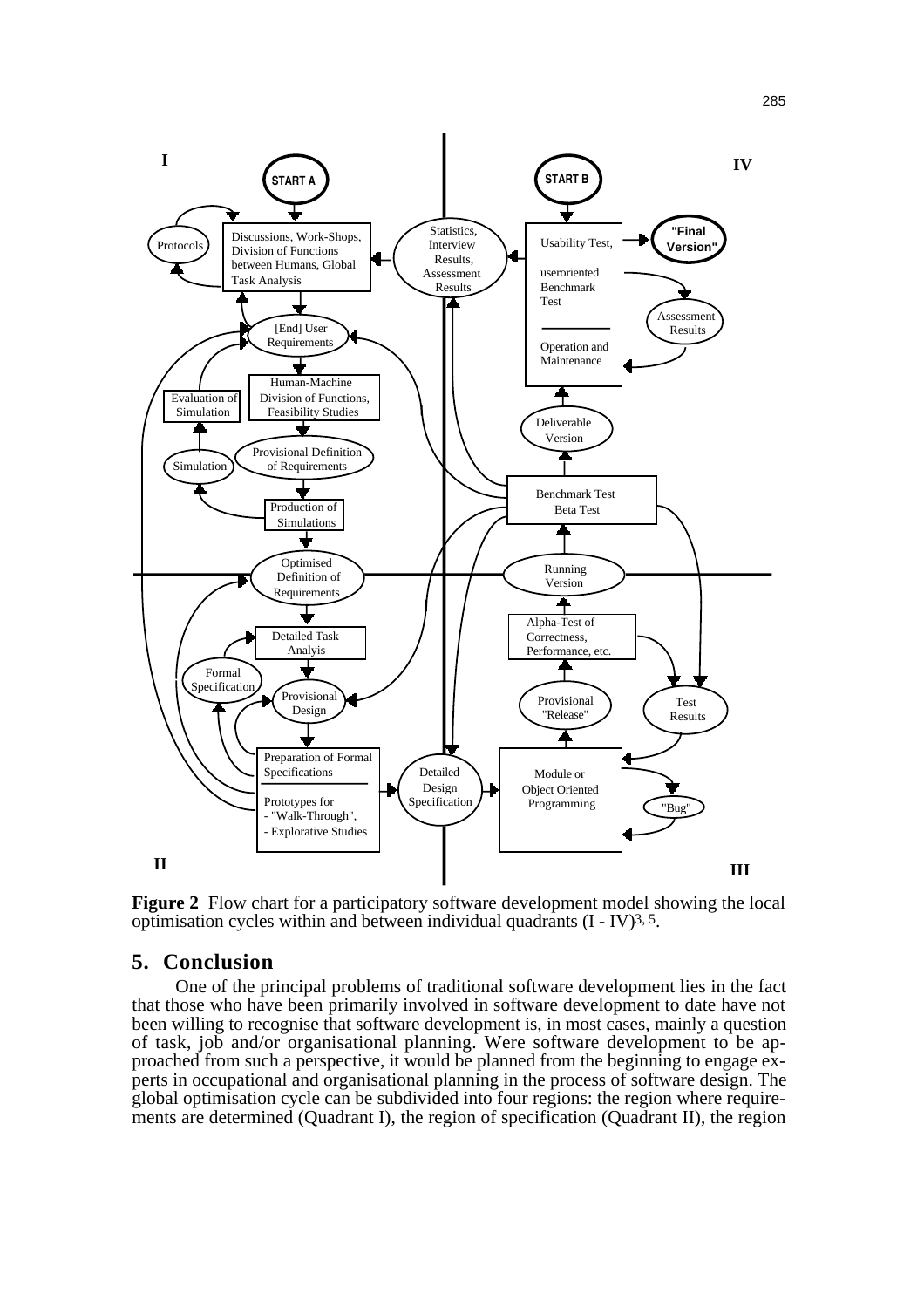**Figure 2** Flow chart for a participatory software development model showing the local optimisation cycles within and between individual quadrants (I - IV)[3, 5].

## 5. Conclusion

One of the principal problems of traditional software development lies in the fact that those who have been primarily involved in software development to date have not been willing to recognise that software development is, in most cases, mainly a question of task, job and/or organisational planning. Were software development to be approached from such a perspective, it would be planned from the beginning to engage experts in occupational and organisational planning in the process of software design. The global optimisation cycle can be subdivided into four regions: the region where requirements are determined (Quadrant I), the region of specification (Quadrant II), the region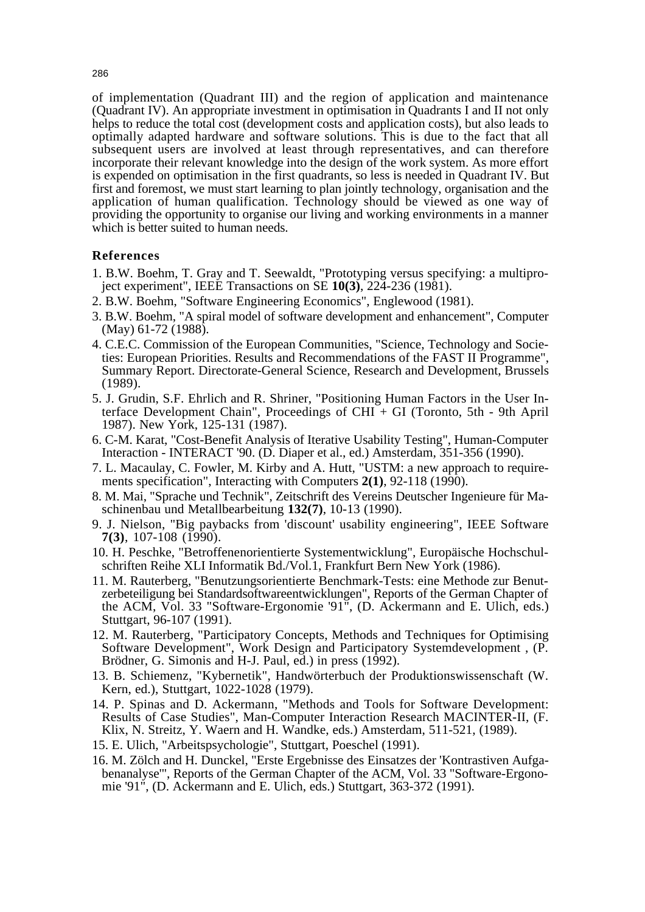of implementation (Quadrant III) and the region of application and maintenance (Quadrant IV). An appropriate investment in optimisation in Quadrants I and II not only helps to reduce the total cost (development costs and application costs), but also leads to optimally adapted hardware and software solutions. This is due to the fact that all subsequent users are involved at least through representatives, and can therefore incorporate their relevant knowledge into the design of the work system. As more effort is expended on optimisation in the first quadrants, so less is needed in Quadrant IV. But first and foremost, we must start learning to plan jointly technology, organisation and the application of human qualification. Technology should be viewed as one way of providing the opportunity to organise our living and working environments in a manner which is better suited to human needs.

## References

1. B.W. Boehm, T. Gray and T. Seewaldt, "Prototyping versus specifying: a multiproject experiment", IEEE Transactions on SE **10(3)**, 224-236 (1981).
2. B.W. Boehm, "Software Engineering Economics", Englewood (1981).
3. B.W. Boehm, "A spiral model of software development and enhancement", Computer (May) 61-72 (1988).
4. C.E.C. Commission of the European Communities, "Science, Technology and Societies: European Priorities. Results and Recommendations of the FAST II Programme", Summary Report. Directorate-General Science, Research and Development, Brussels (1989).
5. J. Grudin, S.F. Ehrlich and R. Shriner, "Positioning Human Factors in the User Interface Development Chain", Proceedings of CHI + GI (Toronto, 5th - 9th April 1987). New York, 125-131 (1987).
6. C-M. Karat, "Cost-Benefit Analysis of Iterative Usability Testing", Human-Computer Interaction - INTERACT '90. (D. Diaper et al., ed.) Amsterdam, 351-356 (1990).
7. L. Macaulay, C. Fowler, M. Kirby and A. Hutt, "USTM: a new approach to requirements specification", Interacting with Computers **2(1)**, 92-118 (1990).
8. M. Mai, "Sprache und Technik", Zeitschrift des Vereins Deutscher Ingenieure für Maschinenbau und Metallbearbeitung **132(7)**, 10-13 (1990).
9. J. Nielson, "Big paybacks from 'discount' usability engineering", IEEE Software **7(3)**, 107-108 (1990).
10. H. Peschke, "Betroffenenorientierte Systementwicklung", Europäische Hochschulschriften Reihe XLI Informatik Bd./Vol.1, Frankfurt Bern New York (1986).
11. M. Rauterberg, "Benutzungsorientierte Benchmark-Tests: eine Methode zur Benutzerbeteiligung bei Standardsoftwareentwicklungen", Reports of the German Chapter of the ACM, Vol. 33 "Software-Ergonomie '91", (D. Ackermann and E. Ulich, eds.) Stuttgart, 96-107 (1991).
12. M. Rauterberg, "Participatory Concepts, Methods and Techniques for Optimising Software Development", Work Design and Participatory Systemdevelopment , (P. Brödner, G. Simonis and H-J. Paul, ed.) in press (1992).
13. B. Schiemenz, "Kybernetik", Handwörterbuch der Produktionswissenschaft (W. Kern, ed.), Stuttgart, 1022-1028 (1979).
14. P. Spinas and D. Ackermann, "Methods and Tools for Software Development: Results of Case Studies", Man-Computer Interaction Research MACINTER-II, (F. Klix, N. Streitz, Y. Waern and H. Wandke, eds.) Amsterdam, 511-521, (1989).
15. E. Ulich, "Arbeitspsychologie", Stuttgart, Poeschel (1991).
16. M. Zölch and H. Dunckel, "Erste Ergebnisse des Einsatzes der 'Kontrastiven Aufgabenanalyse'", Reports of the German Chapter of the ACM, Vol. 33 "Software-Ergonomie '91", (D. Ackermann and E. Ulich, eds.) Stuttgart, 363-372 (1991).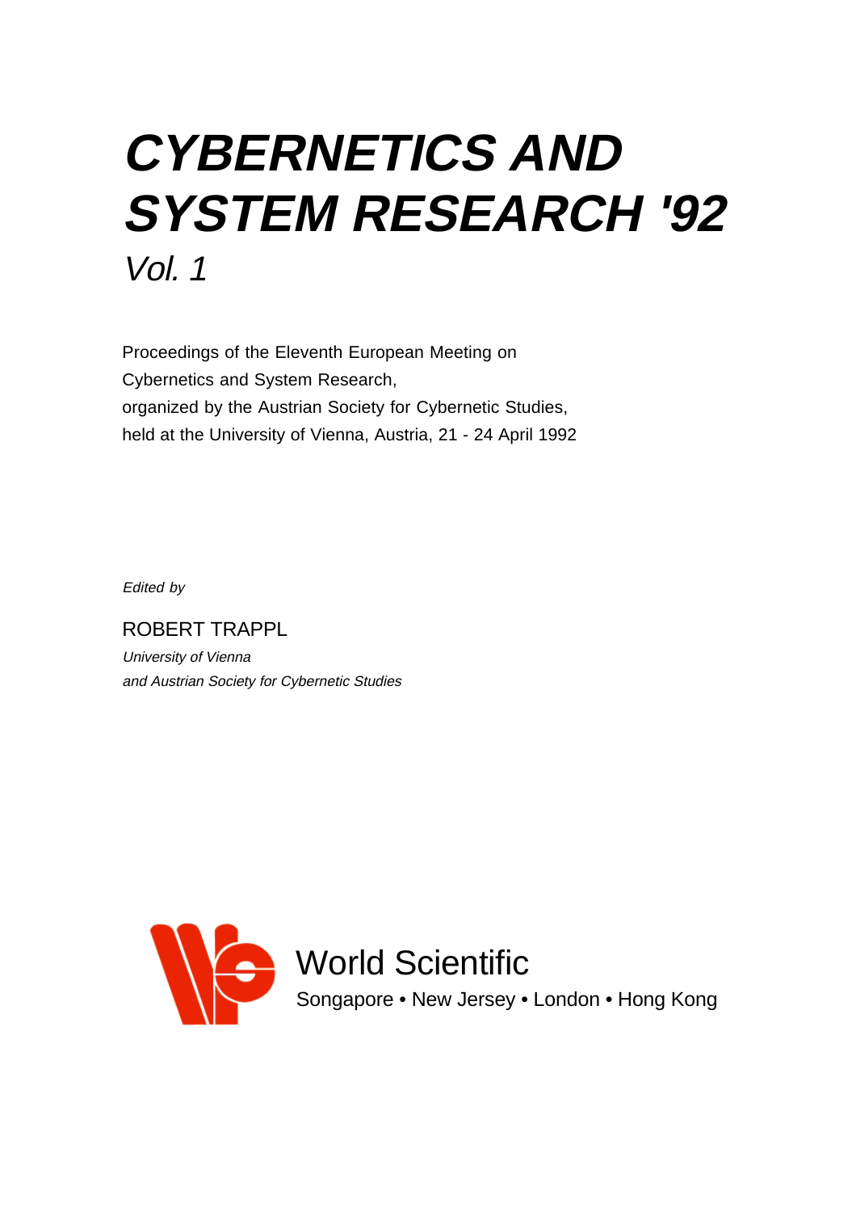# *CYBERNETICS AND SYSTEM RESEARCH '92*

*Vol. 1*

Proceedings of the Eleventh European Meeting on
Cybernetics and System Research,
organized by the Austrian Society for Cybernetic Studies,
held at the University of Vienna, Austria, 21 - 24 April 1992

*Edited by*

ROBERT TRAPPL

*University of Vienna*
*and Austrian Society for Cybernetic Studies*

World Scientific

Songapore • New Jersey • London • Hong Kong